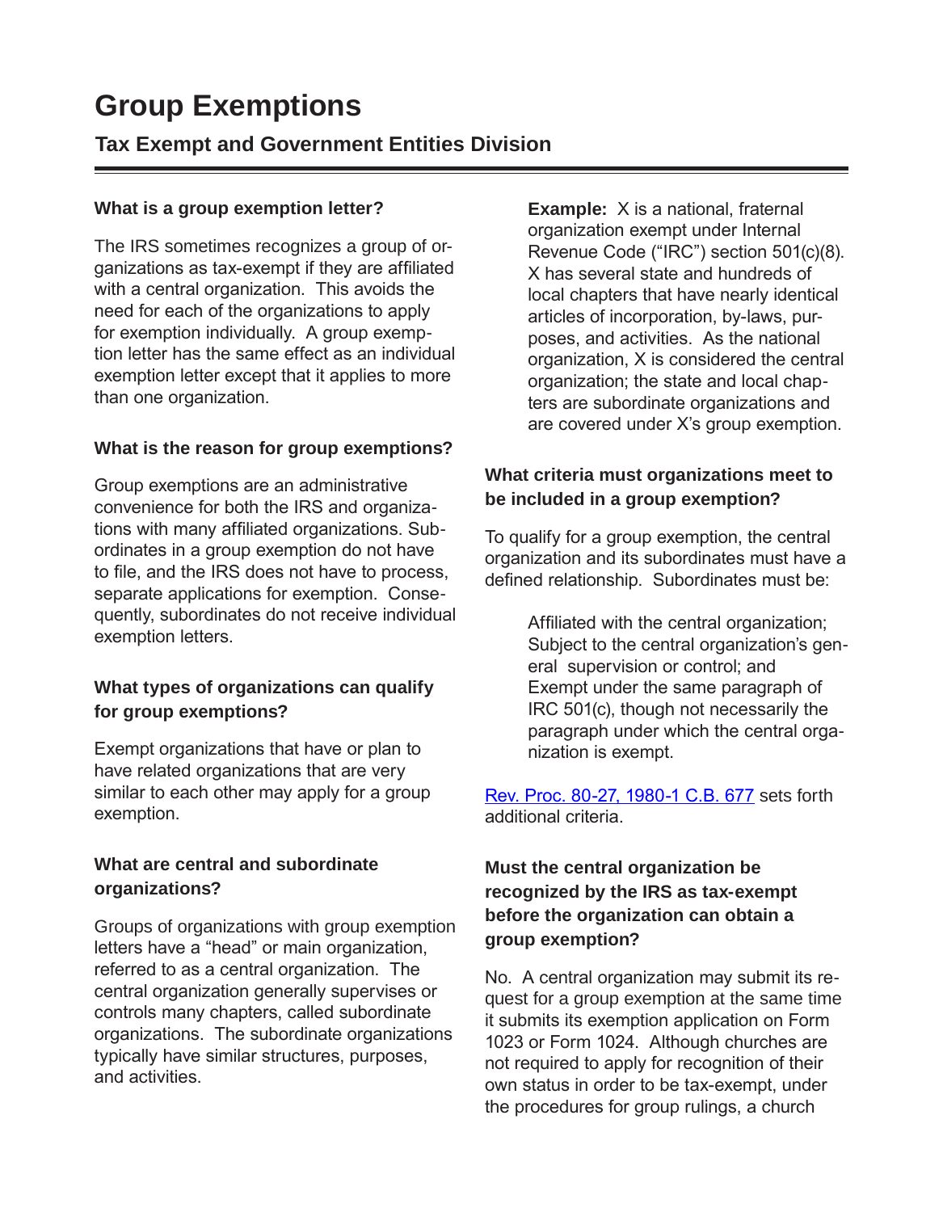# Group Exemptions

## Tax Exempt and Government Entities Division

### What is a group exemption letter?

The IRS sometimes recognizes a group of organizations as tax-exempt if they are affiliated with a central organization. This avoids the need for each of the organizations to apply for exemption individually. A group exemption letter has the same effect as an individual exemption letter except that it applies to more than one organization.

### What is the reason for group exemptions?

Group exemptions are an administrative convenience for both the IRS and organizations with many affiliated organizations. Subordinates in a group exemption do not have to file, and the IRS does not have to process, separate applications for exemption. Consequently, subordinates do not receive individual exemption letters.

### What types of organizations can qualify for group exemptions?

Exempt organizations that have or plan to have related organizations that are very similar to each other may apply for a group exemption.

### What are central and subordinate organizations?

Groups of organizations with group exemption letters have a "head" or main organization, referred to as a central organization. The central organization generally supervises or controls many chapters, called subordinate organizations. The subordinate organizations typically have similar structures, purposes, and activities.

> **Example:** X is a national, fraternal organization exempt under Internal Revenue Code ("IRC") section 501(c)(8). X has several state and hundreds of local chapters that have nearly identical articles of incorporation, by-laws, purposes, and activities. As the national organization, X is considered the central organization; the state and local chapters are subordinate organizations and are covered under X's group exemption.

### What criteria must organizations meet to be included in a group exemption?

To qualify for a group exemption, the central organization and its subordinates must have a defined relationship. Subordinates must be:

> Affiliated with the central organization;
> Subject to the central organization's general supervision or control; and
> Exempt under the same paragraph of IRC 501(c), though not necessarily the paragraph under which the central organization is exempt.

Rev. Proc. 80-27, 1980-1 C.B. 677 sets forth additional criteria.

### Must the central organization be recognized by the IRS as tax-exempt before the organization can obtain a group exemption?

No. A central organization may submit its request for a group exemption at the same time it submits its exemption application on Form 1023 or Form 1024. Although churches are not required to apply for recognition of their own status in order to be tax-exempt, under the procedures for group rulings, a church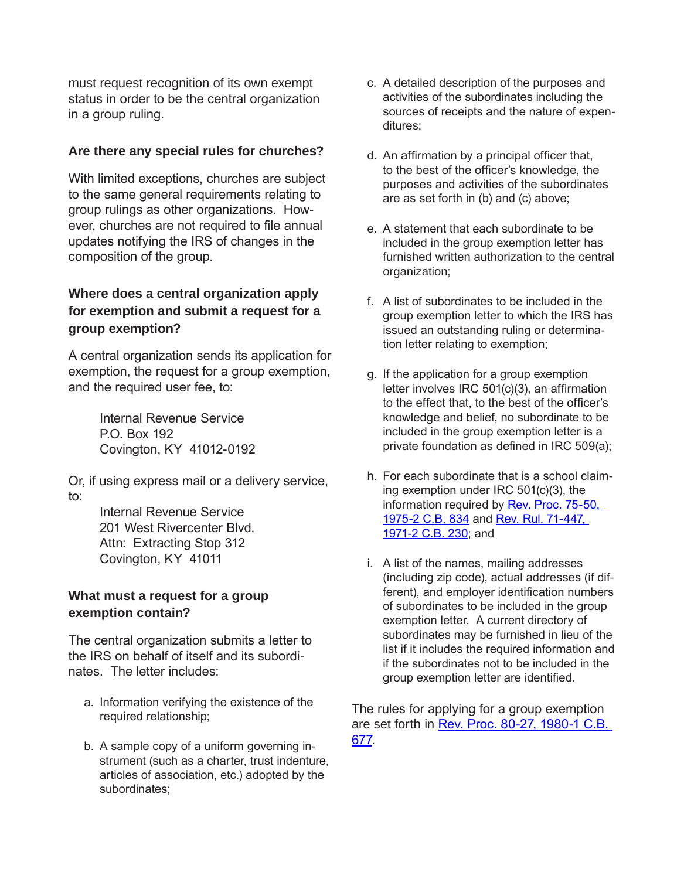must request recognition of its own exempt status in order to be the central organization in a group ruling.

**Are there any special rules for churches?**

With limited exceptions, churches are subject to the same general requirements relating to group rulings as other organizations. However, churches are not required to file annual updates notifying the IRS of changes in the composition of the group.

**Where does a central organization apply for exemption and submit a request for a group exemption?**

A central organization sends its application for exemption, the request for a group exemption, and the required user fee, to:

Internal Revenue Service
P.O. Box 192
Covington, KY 41012-0192

Or, if using express mail or a delivery service, to:

Internal Revenue Service
201 West Rivercenter Blvd.
Attn: Extracting Stop 312
Covington, KY 41011

**What must a request for a group exemption contain?**

The central organization submits a letter to the IRS on behalf of itself and its subordinates. The letter includes:

a. Information verifying the existence of the required relationship;

b. A sample copy of a uniform governing instrument (such as a charter, trust indenture, articles of association, etc.) adopted by the subordinates;

c. A detailed description of the purposes and activities of the subordinates including the sources of receipts and the nature of expenditures;

d. An affirmation by a principal officer that, to the best of the officer's knowledge, the purposes and activities of the subordinates are as set forth in (b) and (c) above;

e. A statement that each subordinate to be included in the group exemption letter has furnished written authorization to the central organization;

f. A list of subordinates to be included in the group exemption letter to which the IRS has issued an outstanding ruling or determination letter relating to exemption;

g. If the application for a group exemption letter involves IRC 501(c)(3), an affirmation to the effect that, to the best of the officer's knowledge and belief, no subordinate to be included in the group exemption letter is a private foundation as defined in IRC 509(a);

h. For each subordinate that is a school claiming exemption under IRC 501(c)(3), the information required by Rev. Proc. 75-50, 1975-2 C.B. 834 and Rev. Rul. 71-447, 1971-2 C.B. 230; and

i. A list of the names, mailing addresses (including zip code), actual addresses (if different), and employer identification numbers of subordinates to be included in the group exemption letter. A current directory of subordinates may be furnished in lieu of the list if it includes the required information and if the subordinates not to be included in the group exemption letter are identified.

The rules for applying for a group exemption are set forth in Rev. Proc. 80-27, 1980-1 C.B. 677.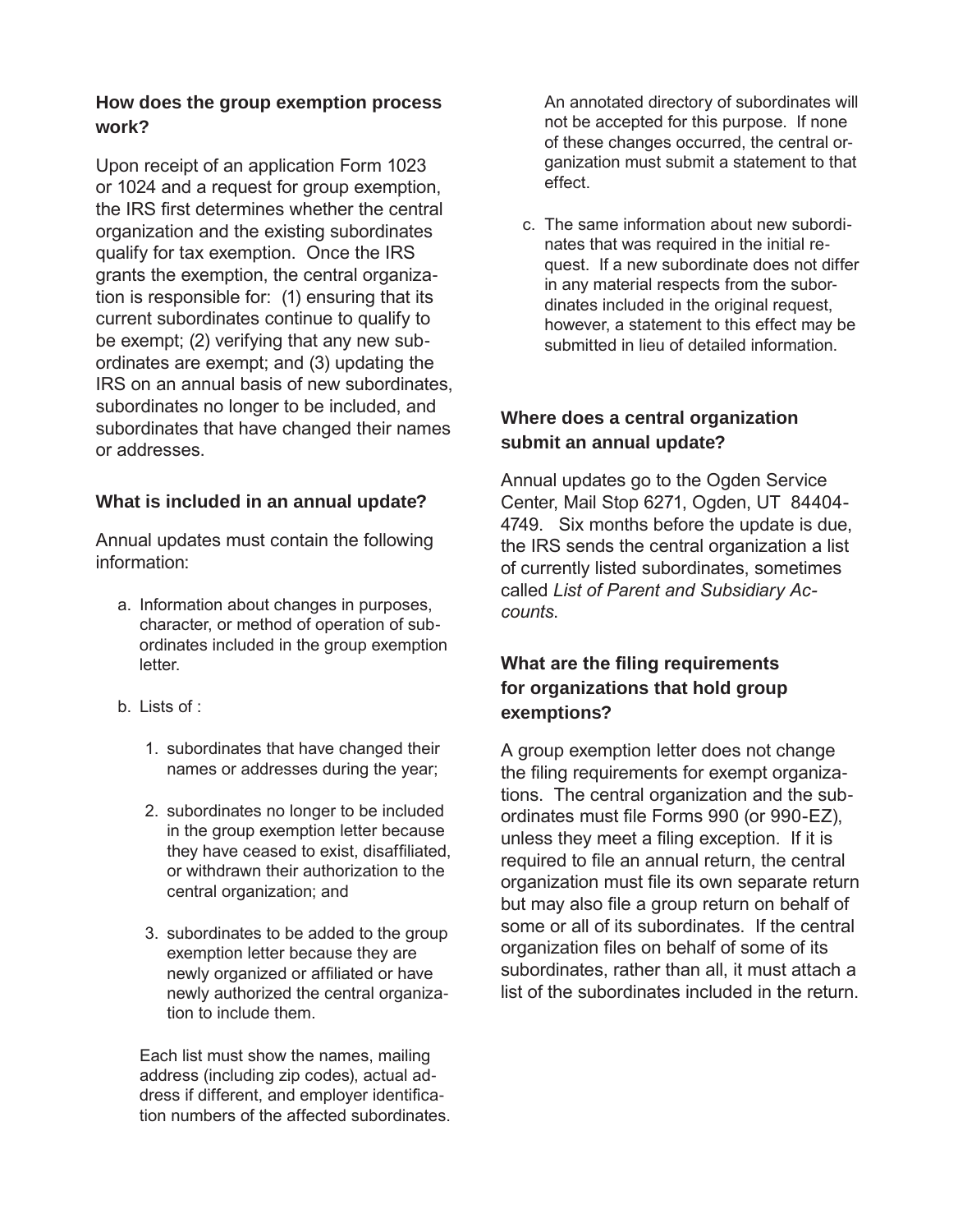### How does the group exemption process work?

Upon receipt of an application Form 1023 or 1024 and a request for group exemption, the IRS first determines whether the central organization and the existing subordinates qualify for tax exemption. Once the IRS grants the exemption, the central organization is responsible for: (1) ensuring that its current subordinates continue to qualify to be exempt; (2) verifying that any new subordinates are exempt; and (3) updating the IRS on an annual basis of new subordinates, subordinates no longer to be included, and subordinates that have changed their names or addresses.

### What is included in an annual update?

Annual updates must contain the following information:

a. Information about changes in purposes, character, or method of operation of subordinates included in the group exemption letter.

b. Lists of :

   1. subordinates that have changed their names or addresses during the year;

   2. subordinates no longer to be included in the group exemption letter because they have ceased to exist, disaffiliated, or withdrawn their authorization to the central organization; and

   3. subordinates to be added to the group exemption letter because they are newly organized or affiliated or have newly authorized the central organization to include them.

   Each list must show the names, mailing address (including zip codes), actual address if different, and employer identification numbers of the affected subordinates. An annotated directory of subordinates will not be accepted for this purpose. If none of these changes occurred, the central organization must submit a statement to that effect.

c. The same information about new subordinates that was required in the initial request. If a new subordinate does not differ in any material respects from the subordinates included in the original request, however, a statement to this effect may be submitted in lieu of detailed information.

### Where does a central organization submit an annual update?

Annual updates go to the Ogden Service Center, Mail Stop 6271, Ogden, UT 84404-4749. Six months before the update is due, the IRS sends the central organization a list of currently listed subordinates, sometimes called *List of Parent and Subsidiary Accounts*.

### What are the filing requirements for organizations that hold group exemptions?

A group exemption letter does not change the filing requirements for exempt organizations. The central organization and the subordinates must file Forms 990 (or 990-EZ), unless they meet a filing exception. If it is required to file an annual return, the central organization must file its own separate return but may also file a group return on behalf of some or all of its subordinates. If the central organization files on behalf of some of its subordinates, rather than all, it must attach a list of the subordinates included in the return.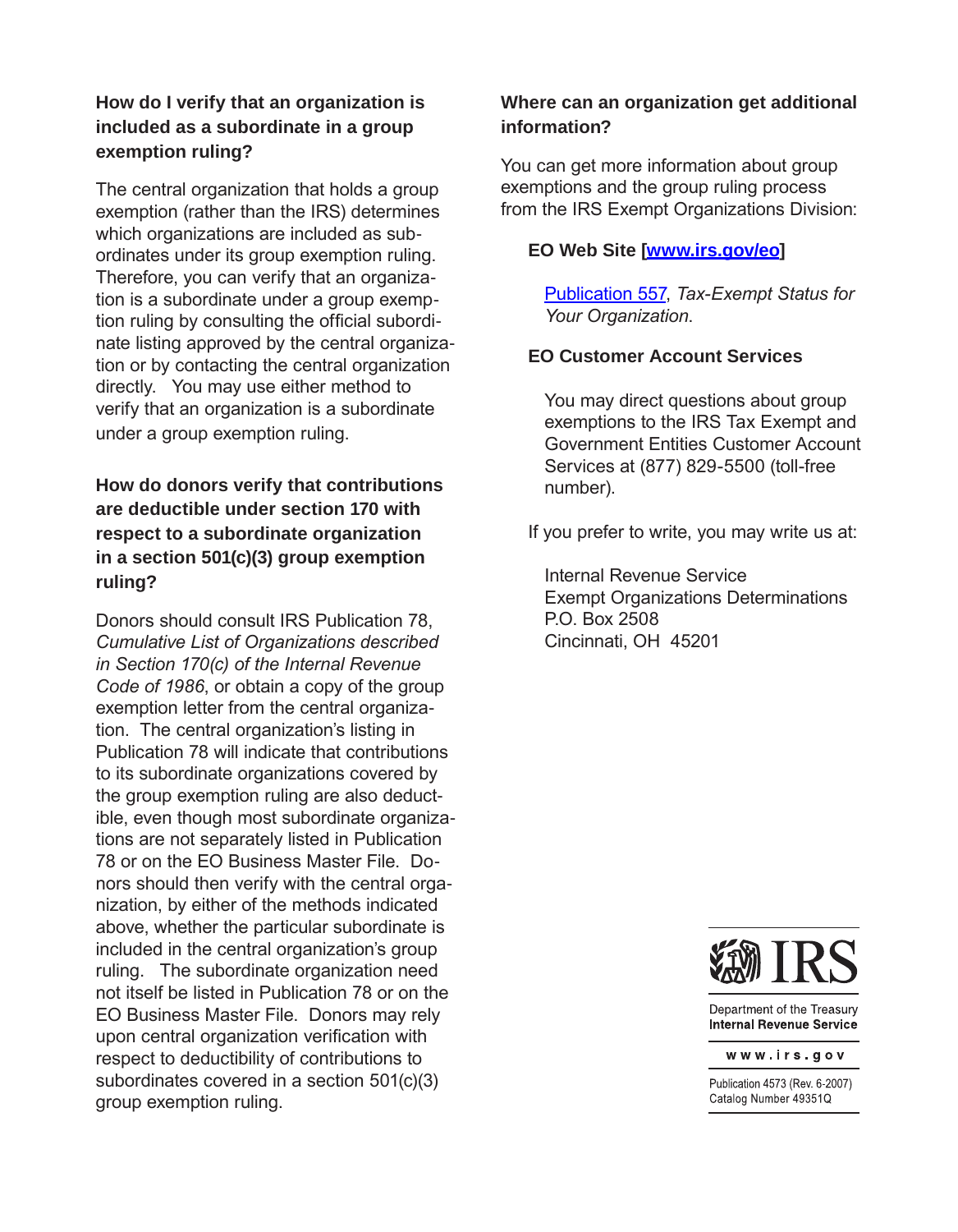### How do I verify that an organization is included as a subordinate in a group exemption ruling?

The central organization that holds a group exemption (rather than the IRS) determines which organizations are included as subordinates under its group exemption ruling. Therefore, you can verify that an organization is a subordinate under a group exemption ruling by consulting the official subordinate listing approved by the central organization or by contacting the central organization directly. You may use either method to verify that an organization is a subordinate under a group exemption ruling.

### How do donors verify that contributions are deductible under section 170 with respect to a subordinate organization in a section 501(c)(3) group exemption ruling?

Donors should consult IRS Publication 78, *Cumulative List of Organizations described in Section 170(c) of the Internal Revenue Code of 1986*, or obtain a copy of the group exemption letter from the central organization. The central organization's listing in Publication 78 will indicate that contributions to its subordinate organizations covered by the group exemption ruling are also deductible, even though most subordinate organizations are not separately listed in Publication 78 or on the EO Business Master File. Donors should then verify with the central organization, by either of the methods indicated above, whether the particular subordinate is included in the central organization's group ruling. The subordinate organization need not itself be listed in Publication 78 or on the EO Business Master File. Donors may rely upon central organization verification with respect to deductibility of contributions to subordinates covered in a section 501(c)(3) group exemption ruling.

### Where can an organization get additional information?

You can get more information about group exemptions and the group ruling process from the IRS Exempt Organizations Division:

**EO Web Site [www.irs.gov/eo]**

Publication 557, *Tax-Exempt Status for Your Organization*.

**EO Customer Account Services**

You may direct questions about group exemptions to the IRS Tax Exempt and Government Entities Customer Account Services at (877) 829-5500 (toll-free number).

If you prefer to write, you may write us at:

Internal Revenue Service
Exempt Organizations Determinations
P.O. Box 2508
Cincinnati, OH 45201

IRS

Department of the Treasury
**Internal Revenue Service**

www.irs.gov

Publication 4573 (Rev. 6-2007)
Catalog Number 49351Q